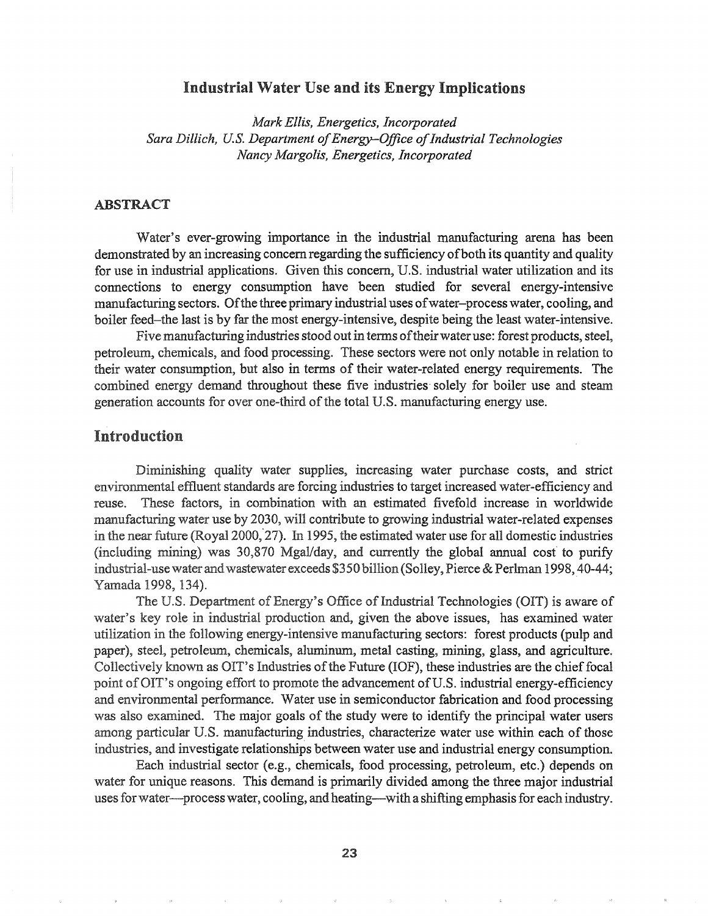# Industrial Water Use and its Energy Implications

*Mark Ellis, Energetics, Incorporated*
*Sara Dillich, U.S. Department of Energy–Office of Industrial Technologies*
*Nancy Margolis, Energetics, Incorporated*

## ABSTRACT

Water's ever-growing importance in the industrial manufacturing arena has been demonstrated by an increasing concern regarding the sufficiency of both its quantity and quality for use in industrial applications. Given this concern, U.S. industrial water utilization and its connections to energy consumption have been studied for several energy-intensive manufacturing sectors. Of the three primary industrial uses of water–process water, cooling, and boiler feed–the last is by far the most energy-intensive, despite being the least water-intensive.

Five manufacturing industries stood out in terms of their water use: forest products, steel, petroleum, chemicals, and food processing. These sectors were not only notable in relation to their water consumption, but also in terms of their water-related energy requirements. The combined energy demand throughout these five industries solely for boiler use and steam generation accounts for over one-third of the total U.S. manufacturing energy use.

## Introduction

Diminishing quality water supplies, increasing water purchase costs, and strict environmental effluent standards are forcing industries to target increased water-efficiency and reuse. These factors, in combination with an estimated fivefold increase in worldwide manufacturing water use by 2030, will contribute to growing industrial water-related expenses in the near future (Royal 2000, 27). In 1995, the estimated water use for all domestic industries (including mining) was 30,870 Mgal/day, and currently the global annual cost to purify industrial-use water and wastewater exceeds $350 billion (Solley, Pierce & Perlman 1998, 40-44; Yamada 1998, 134).

The U.S. Department of Energy's Office of Industrial Technologies (OIT) is aware of water's key role in industrial production and, given the above issues, has examined water utilization in the following energy-intensive manufacturing sectors: forest products (pulp and paper), steel, petroleum, chemicals, aluminum, metal casting, mining, glass, and agriculture. Collectively known as OIT's Industries of the Future (IOF), these industries are the chief focal point of OIT's ongoing effort to promote the advancement of U.S. industrial energy-efficiency and environmental performance. Water use in semiconductor fabrication and food processing was also examined. The major goals of the study were to identify the principal water users among particular U.S. manufacturing industries, characterize water use within each of those industries, and investigate relationships between water use and industrial energy consumption.

Each industrial sector (e.g., chemicals, food processing, petroleum, etc.) depends on water for unique reasons. This demand is primarily divided among the three major industrial uses for water—process water, cooling, and heating—with a shifting emphasis for each industry.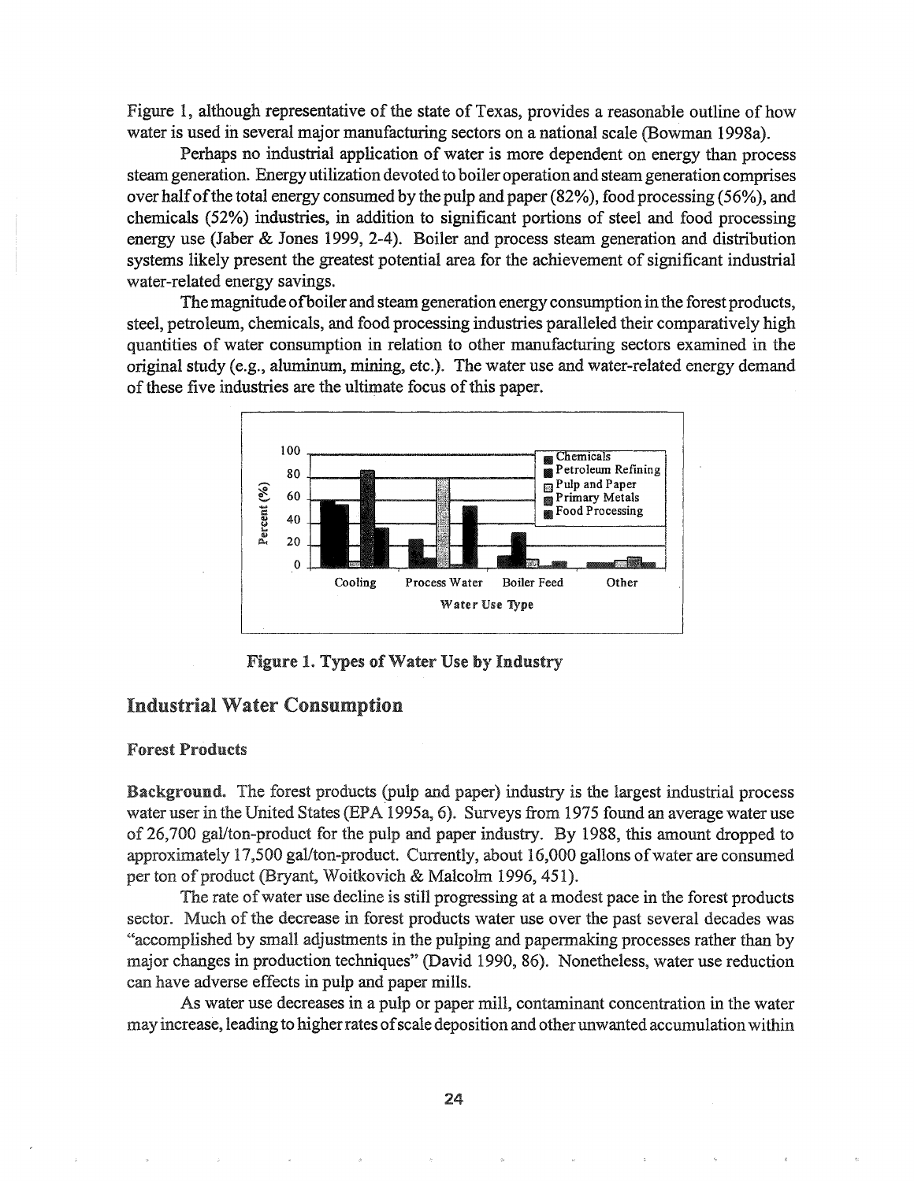Figure 1, although representative of the state of Texas, provides a reasonable outline of how water is used in several major manufacturing sectors on a national scale (Bowman 1998a).

Perhaps no industrial application of water is more dependent on energy than process steam generation. Energy utilization devoted to boiler operation and steam generation comprises over half of the total energy consumed by the pulp and paper (82%), food processing (56%), and chemicals (52%) industries, in addition to significant portions of steel and food processing energy use (Jaber & Jones 1999, 2-4). Boiler and process steam generation and distribution systems likely present the greatest potential area for the achievement of significant industrial water-related energy savings.

The magnitude of boiler and steam generation energy consumption in the forest products, steel, petroleum, chemicals, and food processing industries paralleled their comparatively high quantities of water consumption in relation to other manufacturing sectors examined in the original study (e.g., aluminum, mining, etc.). The water use and water-related energy demand of these five industries are the ultimate focus of this paper.

**Figure 1. Types of Water Use by Industry**

## Industrial Water Consumption

### Forest Products

**Background.** The forest products (pulp and paper) industry is the largest industrial process water user in the United States (EPA 1995a, 6). Surveys from 1975 found an average water use of 26,700 gal/ton-product for the pulp and paper industry. By 1988, this amount dropped to approximately 17,500 gal/ton-product. Currently, about 16,000 gallons of water are consumed per ton of product (Bryant, Woitkovich & Malcolm 1996, 451).

The rate of water use decline is still progressing at a modest pace in the forest products sector. Much of the decrease in forest products water use over the past several decades was "accomplished by small adjustments in the pulping and papermaking processes rather than by major changes in production techniques" (David 1990, 86). Nonetheless, water use reduction can have adverse effects in pulp and paper mills.

As water use decreases in a pulp or paper mill, contaminant concentration in the water may increase, leading to higher rates of scale deposition and other unwanted accumulation within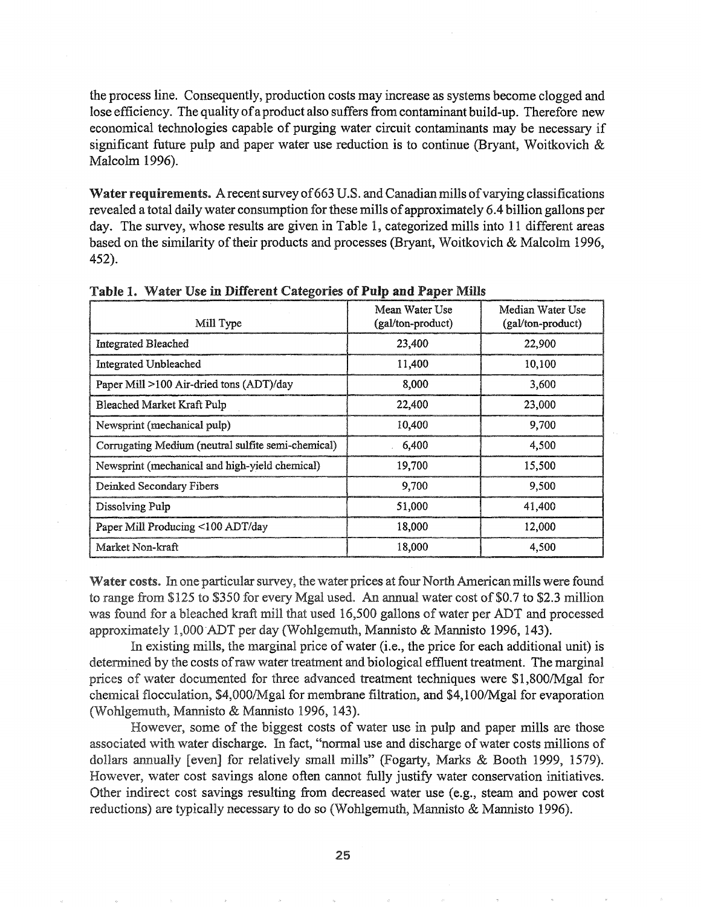the process line. Consequently, production costs may increase as systems become clogged and lose efficiency. The quality of a product also suffers from contaminant build-up. Therefore new economical technologies capable of purging water circuit contaminants may be necessary if significant future pulp and paper water use reduction is to continue (Bryant, Woitkovich & Malcolm 1996).

**Water requirements.** A recent survey of 663 U.S. and Canadian mills of varying classifications revealed a total daily water consumption for these mills of approximately 6.4 billion gallons per day. The survey, whose results are given in Table 1, categorized mills into 11 different areas based on the similarity of their products and processes (Bryant, Woitkovich & Malcolm 1996, 452).

**Table 1. Water Use in Different Categories of Pulp and Paper Mills**

| Mill Type | Mean Water Use (gal/ton-product) | Median Water Use (gal/ton-product) |
|---|---|---|
| Integrated Bleached | 23,400 | 22,900 |
| Integrated Unbleached | 11,400 | 10,100 |
| Paper Mill >100 Air-dried tons (ADT)/day | 8,000 | 3,600 |
| Bleached Market Kraft Pulp | 22,400 | 23,000 |
| Newsprint (mechanical pulp) | 10,400 | 9,700 |
| Corrugating Medium (neutral sulfite semi-chemical) | 6,400 | 4,500 |
| Newsprint (mechanical and high-yield chemical) | 19,700 | 15,500 |
| Deinked Secondary Fibers | 9,700 | 9,500 |
| Dissolving Pulp | 51,000 | 41,400 |
| Paper Mill Producing <100 ADT/day | 18,000 | 12,000 |
| Market Non-kraft | 18,000 | 4,500 |

**Water costs.** In one particular survey, the water prices at four North American mills were found to range from $125 to $350 for every Mgal used. An annual water cost of $0.7 to $2.3 million was found for a bleached kraft mill that used 16,500 gallons of water per ADT and processed approximately 1,000 ADT per day (Wohlgemuth, Mannisto & Mannisto 1996, 143).

In existing mills, the marginal price of water (i.e., the price for each additional unit) is determined by the costs of raw water treatment and biological effluent treatment. The marginal prices of water documented for three advanced treatment techniques were $1,800/Mgal for chemical flocculation, $4,000/Mgal for membrane filtration, and $4,100/Mgal for evaporation (Wohlgemuth, Mannisto & Mannisto 1996, 143).

However, some of the biggest costs of water use in pulp and paper mills are those associated with water discharge. In fact, "normal use and discharge of water costs millions of dollars annually [even] for relatively small mills" (Fogarty, Marks & Booth 1999, 1579). However, water cost savings alone often cannot fully justify water conservation initiatives. Other indirect cost savings resulting from decreased water use (e.g., steam and power cost reductions) are typically necessary to do so (Wohlgemuth, Mannisto & Mannisto 1996).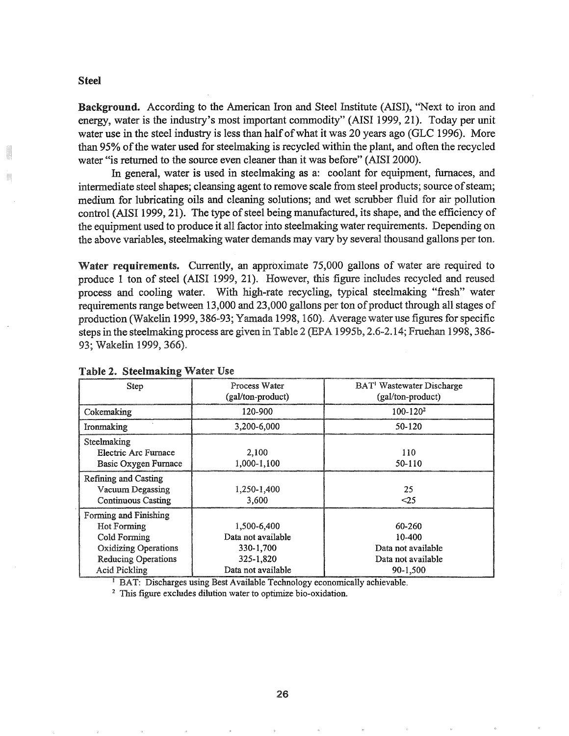## Steel

**Background.** According to the American Iron and Steel Institute (AISI), "Next to iron and energy, water is the industry's most important commodity" (AISI 1999, 21). Today per unit water use in the steel industry is less than half of what it was 20 years ago (GLC 1996). More than 95% of the water used for steelmaking is recycled within the plant, and often the recycled water "is returned to the source even cleaner than it was before" (AISI 2000).

In general, water is used in steelmaking as a: coolant for equipment, furnaces, and intermediate steel shapes; cleansing agent to remove scale from steel products; source of steam; medium for lubricating oils and cleaning solutions; and wet scrubber fluid for air pollution control (AISI 1999, 21). The type of steel being manufactured, its shape, and the efficiency of the equipment used to produce it all factor into steelmaking water requirements. Depending on the above variables, steelmaking water demands may vary by several thousand gallons per ton.

**Water requirements.** Currently, an approximate 75,000 gallons of water are required to produce 1 ton of steel (AISI 1999, 21). However, this figure includes recycled and reused process and cooling water. With high-rate recycling, typical steelmaking "fresh" water requirements range between 13,000 and 23,000 gallons per ton of product through all stages of production (Wakelin 1999, 386-93; Yamada 1998, 160). Average water use figures for specific steps in the steelmaking process are given in Table 2 (EPA 1995b, 2.6-2.14; Fruehan 1998, 386-93; Wakelin 1999, 366).

**Table 2. Steelmaking Water Use**

| Step | Process Water (gal/ton-product) | BAT[1] Wastewater Discharge (gal/ton-product) |
|---|---|---|
| Cokemaking | 120-900 | 100-120[2] |
| Ironmaking | 3,200-6,000 | 50-120 |
| Steelmaking | | |
| Electric Arc Furnace | 2,100 | 110 |
| Basic Oxygen Furnace | 1,000-1,100 | 50-110 |
| Refining and Casting | | |
| Vacuum Degassing | 1,250-1,400 | 25 |
| Continuous Casting | 3,600 | <25 |
| Forming and Finishing | | |
| Hot Forming | 1,500-6,400 | 60-260 |
| Cold Forming | Data not available | 10-400 |
| Oxidizing Operations | 330-1,700 | Data not available |
| Reducing Operations | 325-1,820 | Data not available |
| Acid Pickling | Data not available | 90-1,500 |

[1] BAT: Discharges using Best Available Technology economically achievable.

[2] This figure excludes dilution water to optimize bio-oxidation.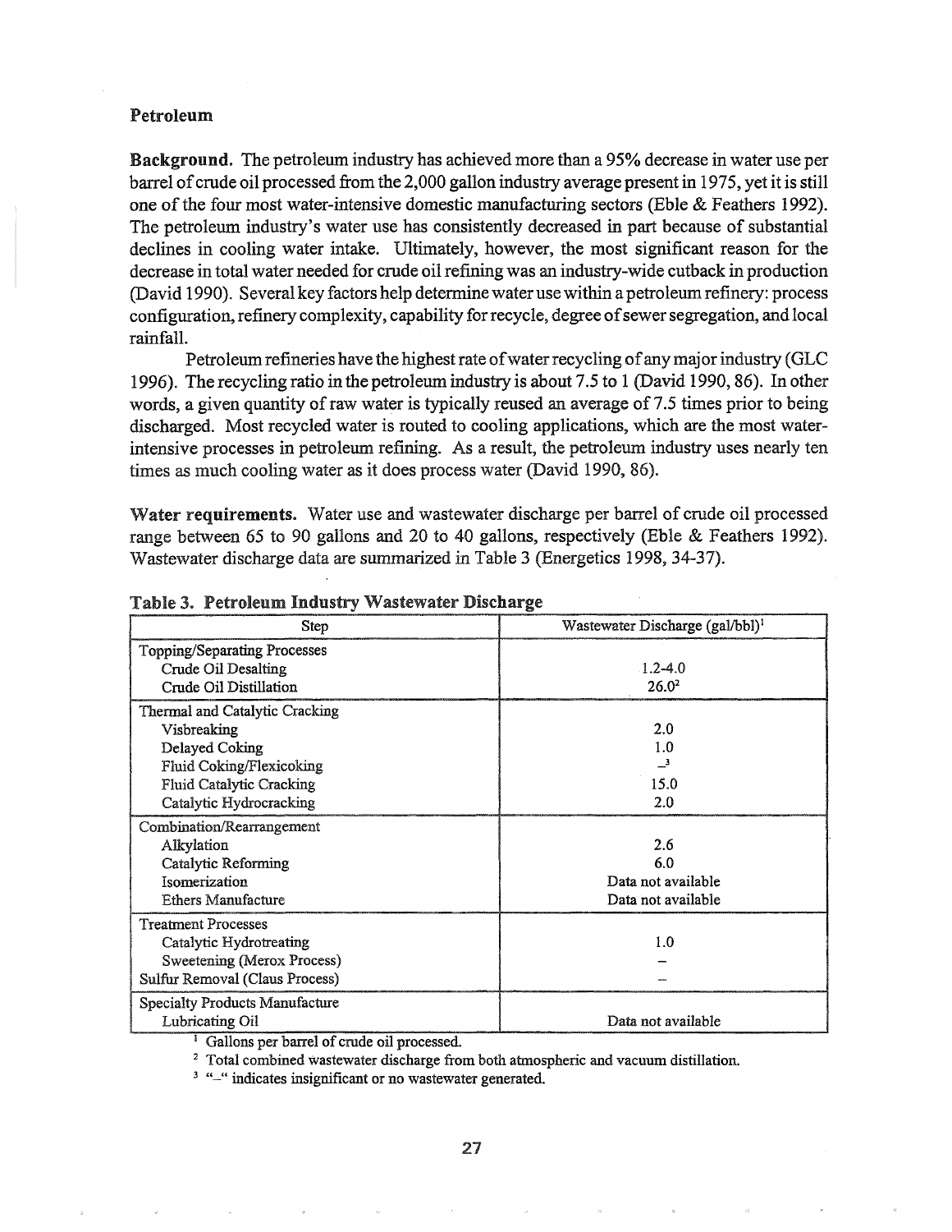## Petroleum

**Background.** The petroleum industry has achieved more than a 95% decrease in water use per barrel of crude oil processed from the 2,000 gallon industry average present in 1975, yet it is still one of the four most water-intensive domestic manufacturing sectors (Eble & Feathers 1992). The petroleum industry's water use has consistently decreased in part because of substantial declines in cooling water intake. Ultimately, however, the most significant reason for the decrease in total water needed for crude oil refining was an industry-wide cutback in production (David 1990). Several key factors help determine water use within a petroleum refinery: process configuration, refinery complexity, capability for recycle, degree of sewer segregation, and local rainfall.

Petroleum refineries have the highest rate of water recycling of any major industry (GLC 1996). The recycling ratio in the petroleum industry is about 7.5 to 1 (David 1990, 86). In other words, a given quantity of raw water is typically reused an average of 7.5 times prior to being discharged. Most recycled water is routed to cooling applications, which are the most water-intensive processes in petroleum refining. As a result, the petroleum industry uses nearly ten times as much cooling water as it does process water (David 1990, 86).

**Water requirements.** Water use and wastewater discharge per barrel of crude oil processed range between 65 to 90 gallons and 20 to 40 gallons, respectively (Eble & Feathers 1992). Wastewater discharge data are summarized in Table 3 (Energetics 1998, 34-37).

**Table 3. Petroleum Industry Wastewater Discharge**

| Step | Wastewater Discharge (gal/bbl)[1] |
|---|---|
| Topping/Separating Processes | |
| Crude Oil Desalting | 1.2-4.0 |
| Crude Oil Distillation | 26.0[2] |
| Thermal and Catalytic Cracking | |
| Visbreaking | 2.0 |
| Delayed Coking | 1.0 |
| Fluid Coking/Flexicoking | –[3] |
| Fluid Catalytic Cracking | 15.0 |
| Catalytic Hydrocracking | 2.0 |
| Combination/Rearrangement | |
| Alkylation | 2.6 |
| Catalytic Reforming | 6.0 |
| Isomerization | Data not available |
| Ethers Manufacture | Data not available |
| Treatment Processes | |
| Catalytic Hydrotreating | 1.0 |
| Sweetening (Merox Process) | – |
| Sulfur Removal (Claus Process) | – |
| Specialty Products Manufacture | |
| Lubricating Oil | Data not available |

[1] Gallons per barrel of crude oil processed.

[2] Total combined wastewater discharge from both atmospheric and vacuum distillation.

[3] "–" indicates insignificant or no wastewater generated.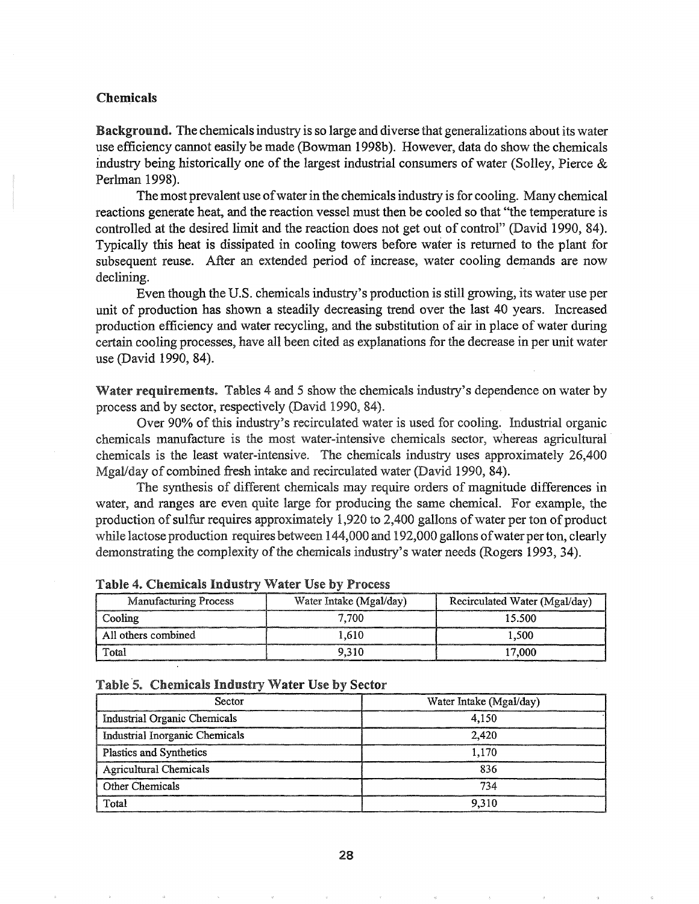## Chemicals

**Background.** The chemicals industry is so large and diverse that generalizations about its water use efficiency cannot easily be made (Bowman 1998b). However, data do show the chemicals industry being historically one of the largest industrial consumers of water (Solley, Pierce & Perlman 1998).

The most prevalent use of water in the chemicals industry is for cooling. Many chemical reactions generate heat, and the reaction vessel must then be cooled so that "the temperature is controlled at the desired limit and the reaction does not get out of control" (David 1990, 84). Typically this heat is dissipated in cooling towers before water is returned to the plant for subsequent reuse. After an extended period of increase, water cooling demands are now declining.

Even though the U.S. chemicals industry's production is still growing, its water use per unit of production has shown a steadily decreasing trend over the last 40 years. Increased production efficiency and water recycling, and the substitution of air in place of water during certain cooling processes, have all been cited as explanations for the decrease in per unit water use (David 1990, 84).

**Water requirements.** Tables 4 and 5 show the chemicals industry's dependence on water by process and by sector, respectively (David 1990, 84).

Over 90% of this industry's recirculated water is used for cooling. Industrial organic chemicals manufacture is the most water-intensive chemicals sector, whereas agricultural chemicals is the least water-intensive. The chemicals industry uses approximately 26,400 Mgal/day of combined fresh intake and recirculated water (David 1990, 84).

The synthesis of different chemicals may require orders of magnitude differences in water, and ranges are even quite large for producing the same chemical. For example, the production of sulfur requires approximately 1,920 to 2,400 gallons of water per ton of product while lactose production requires between 144,000 and 192,000 gallons of water per ton, clearly demonstrating the complexity of the chemicals industry's water needs (Rogers 1993, 34).

**Table 4. Chemicals Industry Water Use by Process**

| Manufacturing Process | Water Intake (Mgal/day) | Recirculated Water (Mgal/day) |
|---|---|---|
| Cooling | 7,700 | 15.500 |
| All others combined | 1,610 | 1,500 |
| Total | 9,310 | 17,000 |

**Table 5. Chemicals Industry Water Use by Sector**

| Sector | Water Intake (Mgal/day) |
|---|---|
| Industrial Organic Chemicals | 4,150 |
| Industrial Inorganic Chemicals | 2,420 |
| Plastics and Synthetics | 1,170 |
| Agricultural Chemicals | 836 |
| Other Chemicals | 734 |
| Total | 9,310 |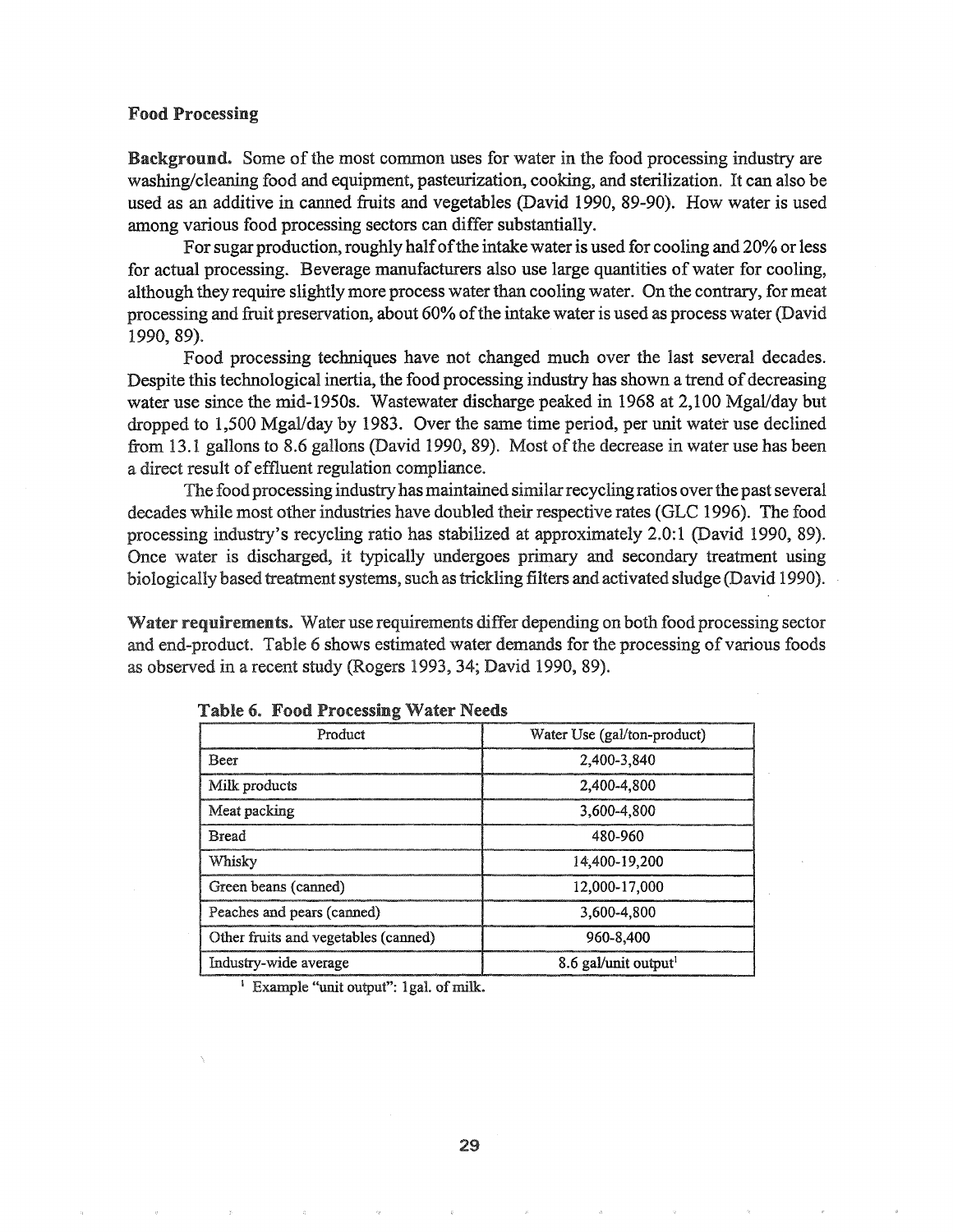## Food Processing

**Background.** Some of the most common uses for water in the food processing industry are washing/cleaning food and equipment, pasteurization, cooking, and sterilization. It can also be used as an additive in canned fruits and vegetables (David 1990, 89-90). How water is used among various food processing sectors can differ substantially.

For sugar production, roughly half of the intake water is used for cooling and 20% or less for actual processing. Beverage manufacturers also use large quantities of water for cooling, although they require slightly more process water than cooling water. On the contrary, for meat processing and fruit preservation, about 60% of the intake water is used as process water (David 1990, 89).

Food processing techniques have not changed much over the last several decades. Despite this technological inertia, the food processing industry has shown a trend of decreasing water use since the mid-1950s. Wastewater discharge peaked in 1968 at 2,100 Mgal/day but dropped to 1,500 Mgal/day by 1983. Over the same time period, per unit water use declined from 13.1 gallons to 8.6 gallons (David 1990, 89). Most of the decrease in water use has been a direct result of effluent regulation compliance.

The food processing industry has maintained similar recycling ratios over the past several decades while most other industries have doubled their respective rates (GLC 1996). The food processing industry's recycling ratio has stabilized at approximately 2.0:1 (David 1990, 89). Once water is discharged, it typically undergoes primary and secondary treatment using biologically based treatment systems, such as trickling filters and activated sludge (David 1990).

**Water requirements.** Water use requirements differ depending on both food processing sector and end-product. Table 6 shows estimated water demands for the processing of various foods as observed in a recent study (Rogers 1993, 34; David 1990, 89).

**Table 6. Food Processing Water Needs**

| Product | Water Use (gal/ton-product) |
|---|---|
| Beer | 2,400-3,840 |
| Milk products | 2,400-4,800 |
| Meat packing | 3,600-4,800 |
| Bread | 480-960 |
| Whisky | 14,400-19,200 |
| Green beans (canned) | 12,000-17,000 |
| Peaches and pears (canned) | 3,600-4,800 |
| Other fruits and vegetables (canned) | 960-8,400 |
| Industry-wide average | 8.6 gal/unit output[1] |

[1] Example "unit output": 1gal. of milk.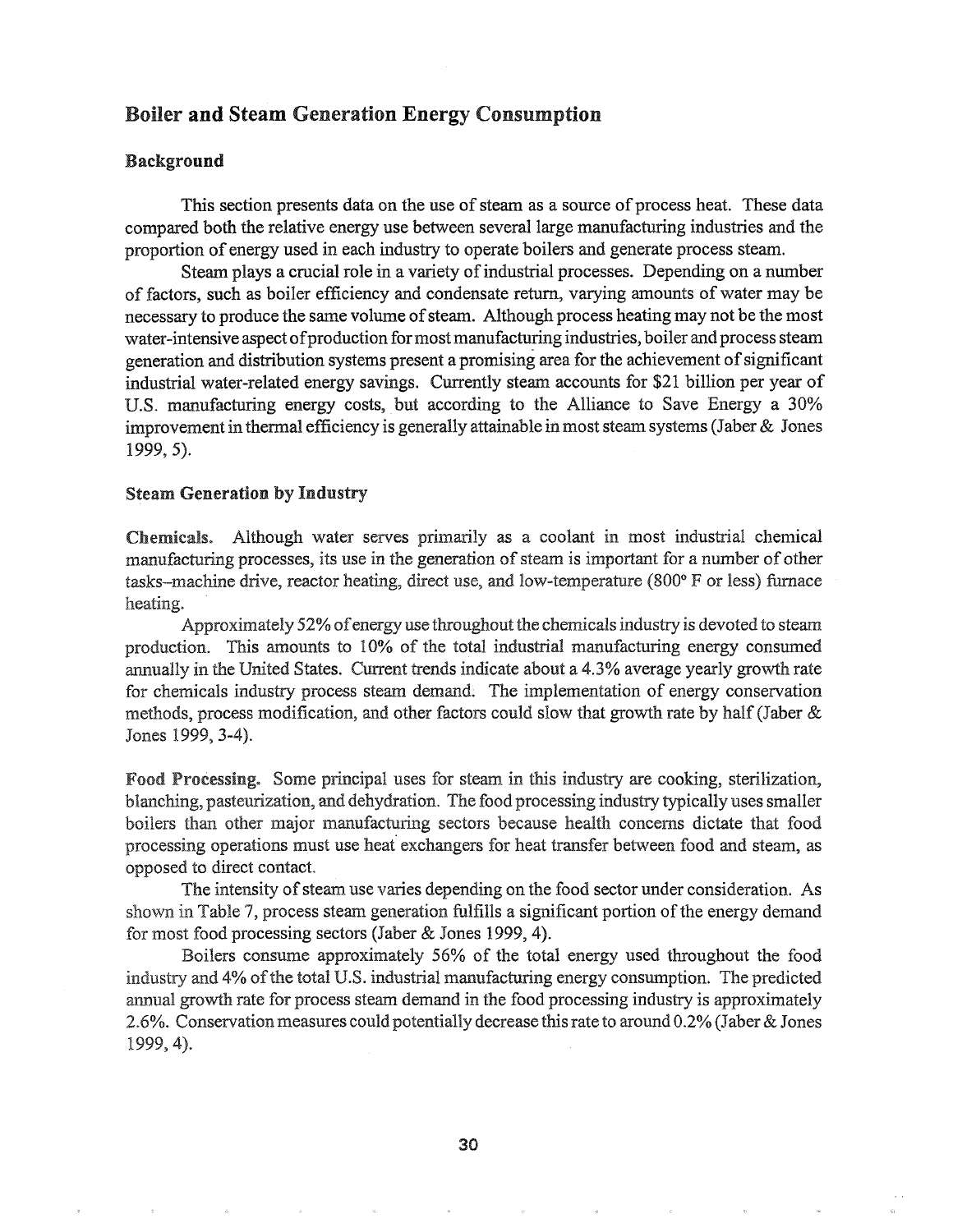## Boiler and Steam Generation Energy Consumption

### Background

This section presents data on the use of steam as a source of process heat. These data compared both the relative energy use between several large manufacturing industries and the proportion of energy used in each industry to operate boilers and generate process steam.

Steam plays a crucial role in a variety of industrial processes. Depending on a number of factors, such as boiler efficiency and condensate return, varying amounts of water may be necessary to produce the same volume of steam. Although process heating may not be the most water-intensive aspect of production for most manufacturing industries, boiler and process steam generation and distribution systems present a promising area for the achievement of significant industrial water-related energy savings. Currently steam accounts for $21 billion per year of U.S. manufacturing energy costs, but according to the Alliance to Save Energy a 30% improvement in thermal efficiency is generally attainable in most steam systems (Jaber & Jones 1999, 5).

### Steam Generation by Industry

**Chemicals.** Although water serves primarily as a coolant in most industrial chemical manufacturing processes, its use in the generation of steam is important for a number of other tasks–machine drive, reactor heating, direct use, and low-temperature (800° F or less) furnace heating.

Approximately 52% of energy use throughout the chemicals industry is devoted to steam production. This amounts to 10% of the total industrial manufacturing energy consumed annually in the United States. Current trends indicate about a 4.3% average yearly growth rate for chemicals industry process steam demand. The implementation of energy conservation methods, process modification, and other factors could slow that growth rate by half (Jaber & Jones 1999, 3-4).

**Food Processing.** Some principal uses for steam in this industry are cooking, sterilization, blanching, pasteurization, and dehydration. The food processing industry typically uses smaller boilers than other major manufacturing sectors because health concerns dictate that food processing operations must use heat exchangers for heat transfer between food and steam, as opposed to direct contact.

The intensity of steam use varies depending on the food sector under consideration. As shown in Table 7, process steam generation fulfills a significant portion of the energy demand for most food processing sectors (Jaber & Jones 1999, 4).

Boilers consume approximately 56% of the total energy used throughout the food industry and 4% of the total U.S. industrial manufacturing energy consumption. The predicted annual growth rate for process steam demand in the food processing industry is approximately 2.6%. Conservation measures could potentially decrease this rate to around 0.2% (Jaber & Jones 1999, 4).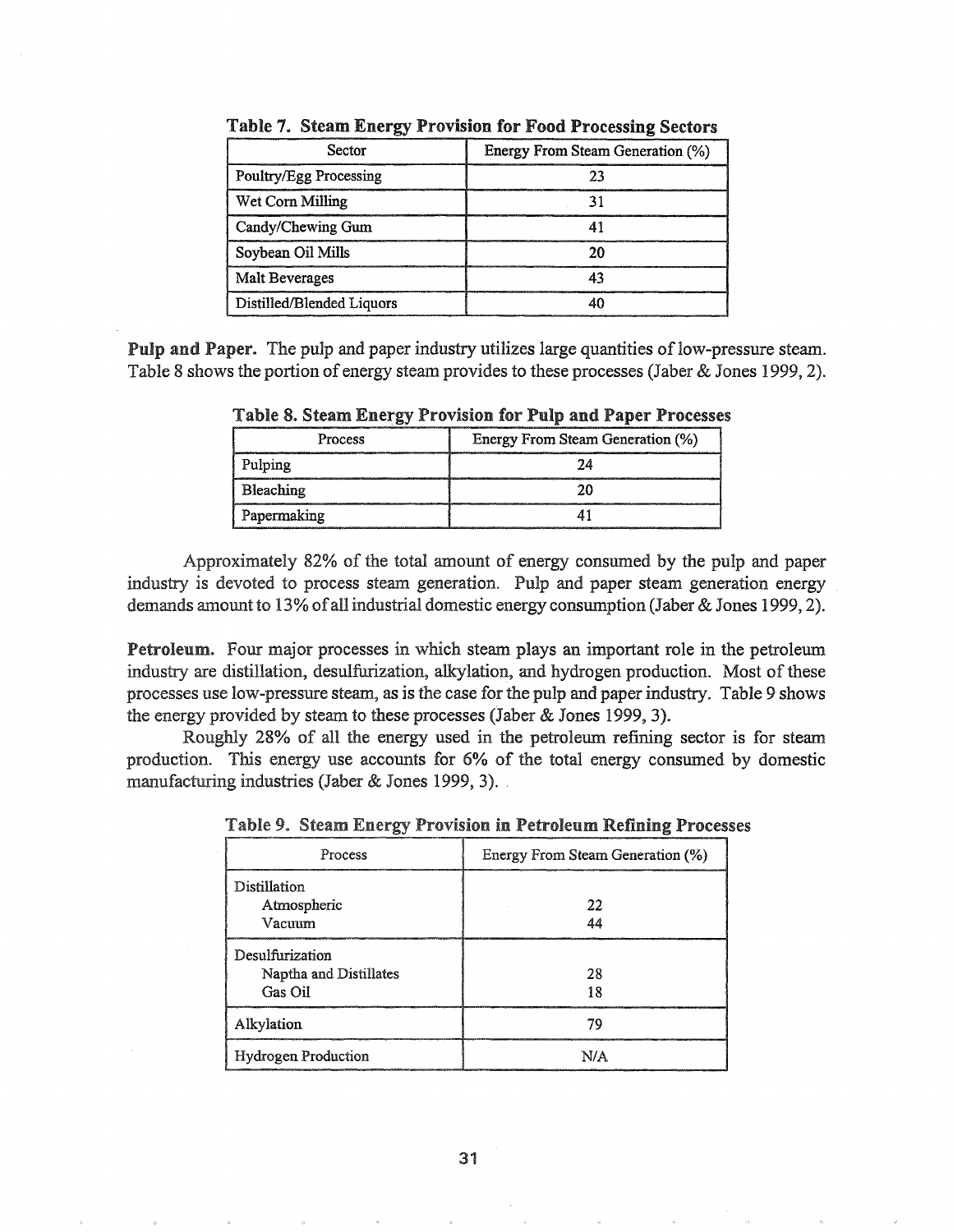**Table 7. Steam Energy Provision for Food Processing Sectors**

| Sector | Energy From Steam Generation (%) |
|---|---|
| Poultry/Egg Processing | 23 |
| Wet Corn Milling | 31 |
| Candy/Chewing Gum | 41 |
| Soybean Oil Mills | 20 |
| Malt Beverages | 43 |
| Distilled/Blended Liquors | 40 |

**Pulp and Paper.** The pulp and paper industry utilizes large quantities of low-pressure steam. Table 8 shows the portion of energy steam provides to these processes (Jaber & Jones 1999, 2).

**Table 8. Steam Energy Provision for Pulp and Paper Processes**

| Process | Energy From Steam Generation (%) |
|---|---|
| Pulping | 24 |
| Bleaching | 20 |
| Papermaking | 41 |

Approximately 82% of the total amount of energy consumed by the pulp and paper industry is devoted to process steam generation. Pulp and paper steam generation energy demands amount to 13% of all industrial domestic energy consumption (Jaber & Jones 1999, 2).

**Petroleum.** Four major processes in which steam plays an important role in the petroleum industry are distillation, desulfurization, alkylation, and hydrogen production. Most of these processes use low-pressure steam, as is the case for the pulp and paper industry. Table 9 shows the energy provided by steam to these processes (Jaber & Jones 1999, 3).

Roughly 28% of all the energy used in the petroleum refining sector is for steam production. This energy use accounts for 6% of the total energy consumed by domestic manufacturing industries (Jaber & Jones 1999, 3).

**Table 9. Steam Energy Provision in Petroleum Refining Processes**

| Process | Energy From Steam Generation (%) |
|---|---|
| Distillation | |
| Atmospheric | 22 |
| Vacuum | 44 |
| Desulfurization | |
| Naptha and Distillates | 28 |
| Gas Oil | 18 |
| Alkylation | 79 |
| Hydrogen Production | N/A |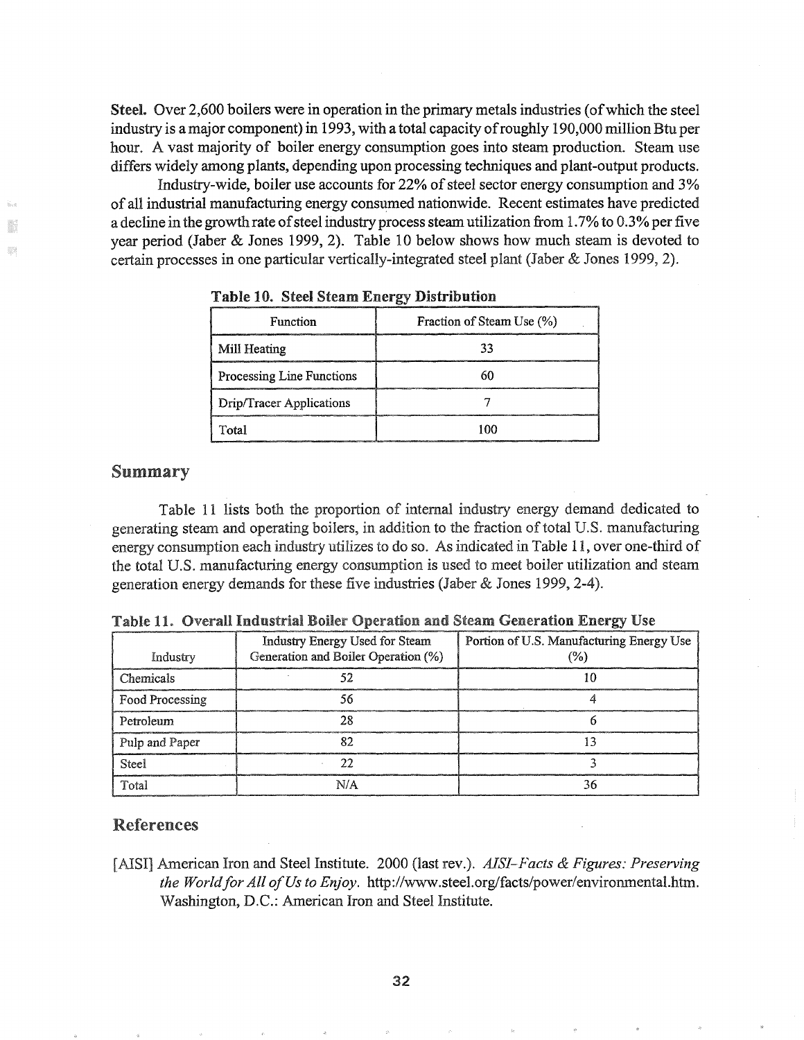**Steel.** Over 2,600 boilers were in operation in the primary metals industries (of which the steel industry is a major component) in 1993, with a total capacity of roughly 190,000 million Btu per hour. A vast majority of boiler energy consumption goes into steam production. Steam use differs widely among plants, depending upon processing techniques and plant-output products.

Industry-wide, boiler use accounts for 22% of steel sector energy consumption and 3% of all industrial manufacturing energy consumed nationwide. Recent estimates have predicted a decline in the growth rate of steel industry process steam utilization from 1.7% to 0.3% per five year period (Jaber & Jones 1999, 2). Table 10 below shows how much steam is devoted to certain processes in one particular vertically-integrated steel plant (Jaber & Jones 1999, 2).

**Table 10. Steel Steam Energy Distribution**

| Function | Fraction of Steam Use (%) |
|---|---|
| Mill Heating | 33 |
| Processing Line Functions | 60 |
| Drip/Tracer Applications | 7 |
| Total | 100 |

## Summary

Table 11 lists both the proportion of internal industry energy demand dedicated to generating steam and operating boilers, in addition to the fraction of total U.S. manufacturing energy consumption each industry utilizes to do so. As indicated in Table 11, over one-third of the total U.S. manufacturing energy consumption is used to meet boiler utilization and steam generation energy demands for these five industries (Jaber & Jones 1999, 2-4).

**Table 11. Overall Industrial Boiler Operation and Steam Generation Energy Use**

| Industry | Industry Energy Used for Steam Generation and Boiler Operation (%) | Portion of U.S. Manufacturing Energy Use (%) |
|---|---|---|
| Chemicals | 52 | 10 |
| Food Processing | 56 | 4 |
| Petroleum | 28 | 6 |
| Pulp and Paper | 82 | 13 |
| Steel | 22 | 3 |
| Total | N/A | 36 |

## References

[AISI] American Iron and Steel Institute. 2000 (last rev.). *AISI-Facts & Figures: Preserving the World for All of Us to Enjoy*. http://www.steel.org/facts/power/environmental.htm. Washington, D.C.: American Iron and Steel Institute.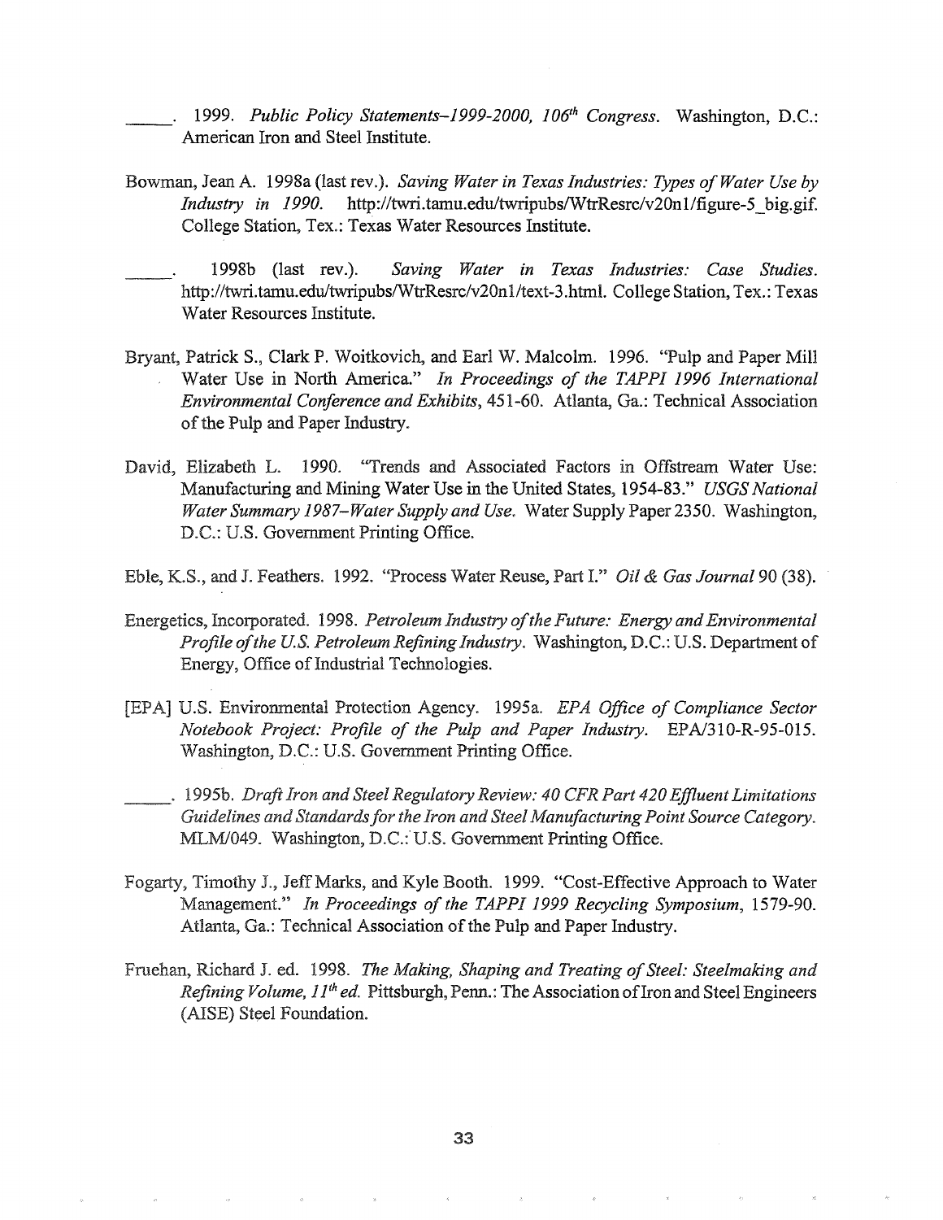_____. 1999. *Public Policy Statements–1999-2000, 106th Congress*. Washington, D.C.: American Iron and Steel Institute.

Bowman, Jean A. 1998a (last rev.). *Saving Water in Texas Industries: Types of Water Use by Industry in 1990*. http://twri.tamu.edu/twripubs/WtrResrc/v20n1/figure-5_big.gif. College Station, Tex.: Texas Water Resources Institute.

_____. 1998b (last rev.). *Saving Water in Texas Industries: Case Studies*. http://twri.tamu.edu/twripubs/WtrResrc/v20n1/text-3.html. College Station, Tex.: Texas Water Resources Institute.

Bryant, Patrick S., Clark P. Woitkovich, and Earl W. Malcolm. 1996. "Pulp and Paper Mill Water Use in North America." *In Proceedings of the TAPPI 1996 International Environmental Conference and Exhibits*, 451-60. Atlanta, Ga.: Technical Association of the Pulp and Paper Industry.

David, Elizabeth L. 1990. "Trends and Associated Factors in Offstream Water Use: Manufacturing and Mining Water Use in the United States, 1954-83." *USGS National Water Summary 1987–Water Supply and Use*. Water Supply Paper 2350. Washington, D.C.: U.S. Government Printing Office.

Eble, K.S., and J. Feathers. 1992. "Process Water Reuse, Part I." *Oil & Gas Journal* 90 (38).

Energetics, Incorporated. 1998. *Petroleum Industry of the Future: Energy and Environmental Profile of the U.S. Petroleum Refining Industry*. Washington, D.C.: U.S. Department of Energy, Office of Industrial Technologies.

[EPA] U.S. Environmental Protection Agency. 1995a. *EPA Office of Compliance Sector Notebook Project: Profile of the Pulp and Paper Industry*. EPA/310-R-95-015. Washington, D.C.: U.S. Government Printing Office.

_____. 1995b. *Draft Iron and Steel Regulatory Review: 40 CFR Part 420 Effluent Limitations Guidelines and Standards for the Iron and Steel Manufacturing Point Source Category*. MLM/049. Washington, D.C.: U.S. Government Printing Office.

Fogarty, Timothy J., Jeff Marks, and Kyle Booth. 1999. "Cost-Effective Approach to Water Management." *In Proceedings of the TAPPI 1999 Recycling Symposium*, 1579-90. Atlanta, Ga.: Technical Association of the Pulp and Paper Industry.

Fruehan, Richard J. ed. 1998. *The Making, Shaping and Treating of Steel: Steelmaking and Refining Volume, 11th ed.* Pittsburgh, Penn.: The Association of Iron and Steel Engineers (AISE) Steel Foundation.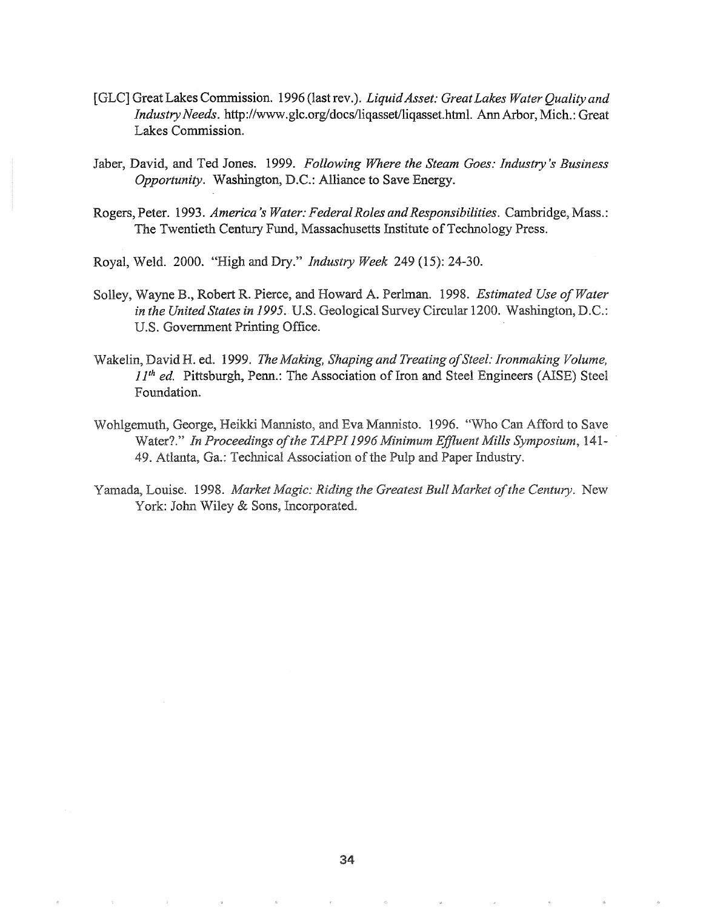[GLC] Great Lakes Commission. 1996 (last rev.). *Liquid Asset: Great Lakes Water Quality and Industry Needs*. http://www.glc.org/docs/liqasset/liqasset.html. Ann Arbor, Mich.: Great Lakes Commission.

Jaber, David, and Ted Jones. 1999. *Following Where the Steam Goes: Industry's Business Opportunity*. Washington, D.C.: Alliance to Save Energy.

Rogers, Peter. 1993. *America's Water: Federal Roles and Responsibilities*. Cambridge, Mass.: The Twentieth Century Fund, Massachusetts Institute of Technology Press.

Royal, Weld. 2000. "High and Dry." *Industry Week* 249 (15): 24-30.

Solley, Wayne B., Robert R. Pierce, and Howard A. Perlman. 1998. *Estimated Use of Water in the United States in 1995*. U.S. Geological Survey Circular 1200. Washington, D.C.: U.S. Government Printing Office.

Wakelin, David H. ed. 1999. *The Making, Shaping and Treating of Steel: Ironmaking Volume, 11th ed.* Pittsburgh, Penn.: The Association of Iron and Steel Engineers (AISE) Steel Foundation.

Wohlgemuth, George, Heikki Mannisto, and Eva Mannisto. 1996. "Who Can Afford to Save Water?." *In Proceedings of the TAPPI 1996 Minimum Effluent Mills Symposium*, 141-49. Atlanta, Ga.: Technical Association of the Pulp and Paper Industry.

Yamada, Louise. 1998. *Market Magic: Riding the Greatest Bull Market of the Century*. New York: John Wiley & Sons, Incorporated.